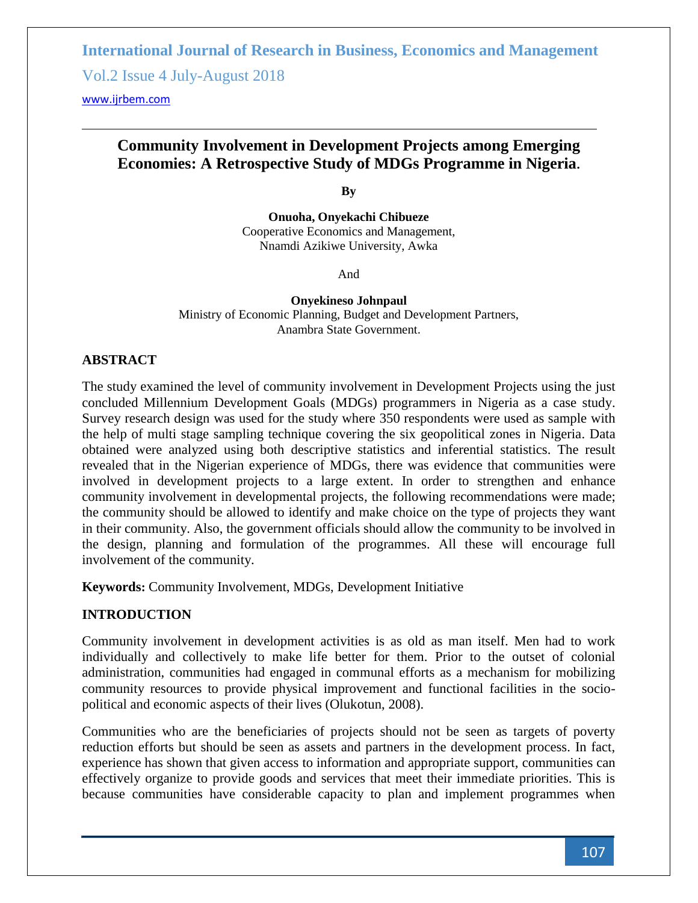# Community Involvement in Development Projects among Emerging Economies: A Retrospective Study of MDGs Programme in Nigeria.

**By**

**Onuoha, Onyekachi Chibueze**
Cooperative Economics and Management,
Nnamdi Azikiwe University, Awka

And

**Onyekineso Johnpaul**
Ministry of Economic Planning, Budget and Development Partners,
Anambra State Government.

## ABSTRACT

The study examined the level of community involvement in Development Projects using the just concluded Millennium Development Goals (MDGs) programmers in Nigeria as a case study. Survey research design was used for the study where 350 respondents were used as sample with the help of multi stage sampling technique covering the six geopolitical zones in Nigeria. Data obtained were analyzed using both descriptive statistics and inferential statistics. The result revealed that in the Nigerian experience of MDGs, there was evidence that communities were involved in development projects to a large extent. In order to strengthen and enhance community involvement in developmental projects, the following recommendations were made; the community should be allowed to identify and make choice on the type of projects they want in their community. Also, the government officials should allow the community to be involved in the design, planning and formulation of the programmes. All these will encourage full involvement of the community.

**Keywords:** Community Involvement, MDGs, Development Initiative

## INTRODUCTION

Community involvement in development activities is as old as man itself. Men had to work individually and collectively to make life better for them. Prior to the outset of colonial administration, communities had engaged in communal efforts as a mechanism for mobilizing community resources to provide physical improvement and functional facilities in the socio-political and economic aspects of their lives (Olukotun, 2008).

Communities who are the beneficiaries of projects should not be seen as targets of poverty reduction efforts but should be seen as assets and partners in the development process. In fact, experience has shown that given access to information and appropriate support, communities can effectively organize to provide goods and services that meet their immediate priorities. This is because communities have considerable capacity to plan and implement programmes when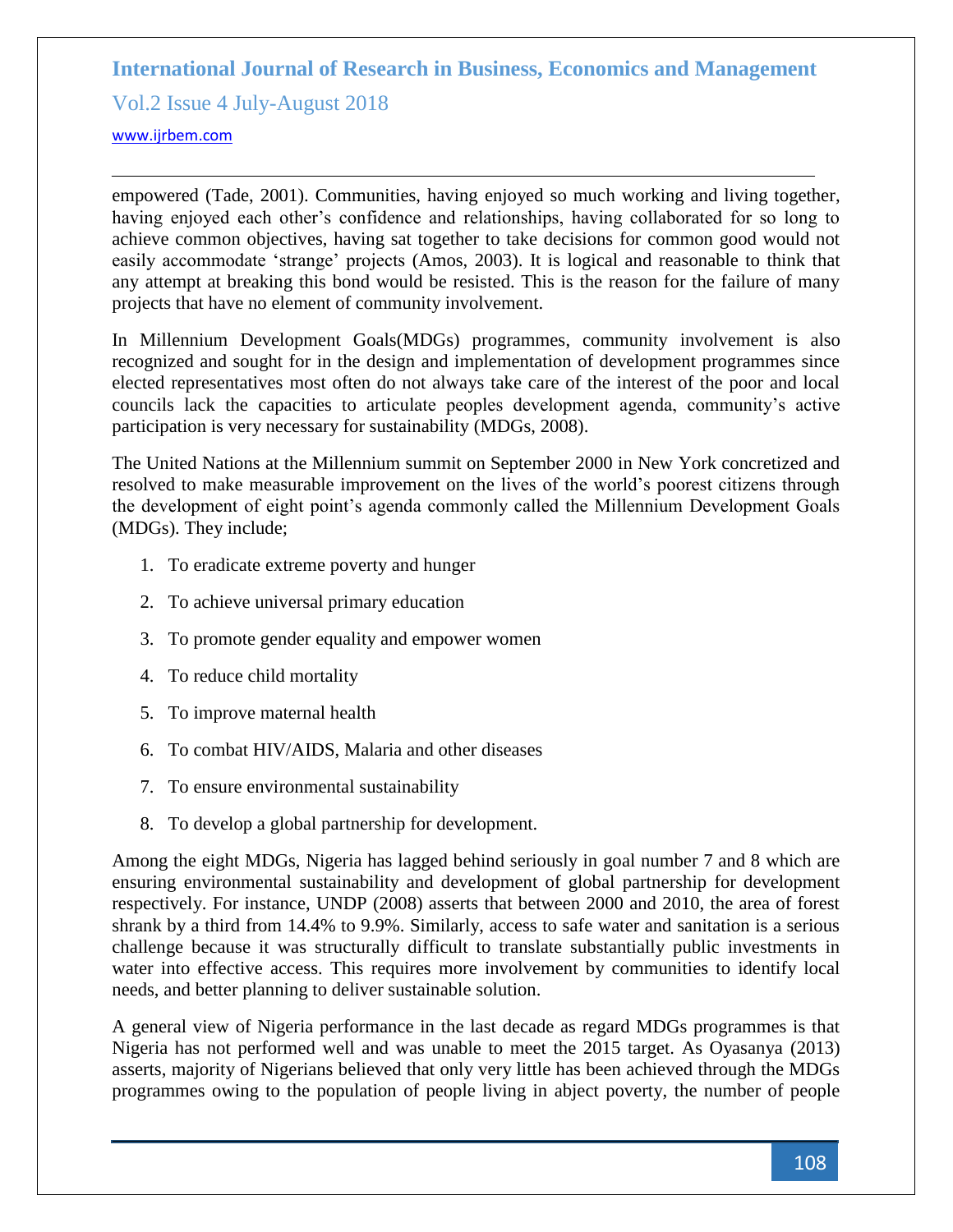empowered (Tade, 2001). Communities, having enjoyed so much working and living together, having enjoyed each other's confidence and relationships, having collaborated for so long to achieve common objectives, having sat together to take decisions for common good would not easily accommodate 'strange' projects (Amos, 2003). It is logical and reasonable to think that any attempt at breaking this bond would be resisted. This is the reason for the failure of many projects that have no element of community involvement.

In Millennium Development Goals(MDGs) programmes, community involvement is also recognized and sought for in the design and implementation of development programmes since elected representatives most often do not always take care of the interest of the poor and local councils lack the capacities to articulate peoples development agenda, community's active participation is very necessary for sustainability (MDGs, 2008).

The United Nations at the Millennium summit on September 2000 in New York concretized and resolved to make measurable improvement on the lives of the world's poorest citizens through the development of eight point's agenda commonly called the Millennium Development Goals (MDGs). They include;

1. To eradicate extreme poverty and hunger
2. To achieve universal primary education
3. To promote gender equality and empower women
4. To reduce child mortality
5. To improve maternal health
6. To combat HIV/AIDS, Malaria and other diseases
7. To ensure environmental sustainability
8. To develop a global partnership for development.

Among the eight MDGs, Nigeria has lagged behind seriously in goal number 7 and 8 which are ensuring environmental sustainability and development of global partnership for development respectively. For instance, UNDP (2008) asserts that between 2000 and 2010, the area of forest shrank by a third from 14.4% to 9.9%. Similarly, access to safe water and sanitation is a serious challenge because it was structurally difficult to translate substantially public investments in water into effective access. This requires more involvement by communities to identify local needs, and better planning to deliver sustainable solution.

A general view of Nigeria performance in the last decade as regard MDGs programmes is that Nigeria has not performed well and was unable to meet the 2015 target. As Oyasanya (2013) asserts, majority of Nigerians believed that only very little has been achieved through the MDGs programmes owing to the population of people living in abject poverty, the number of people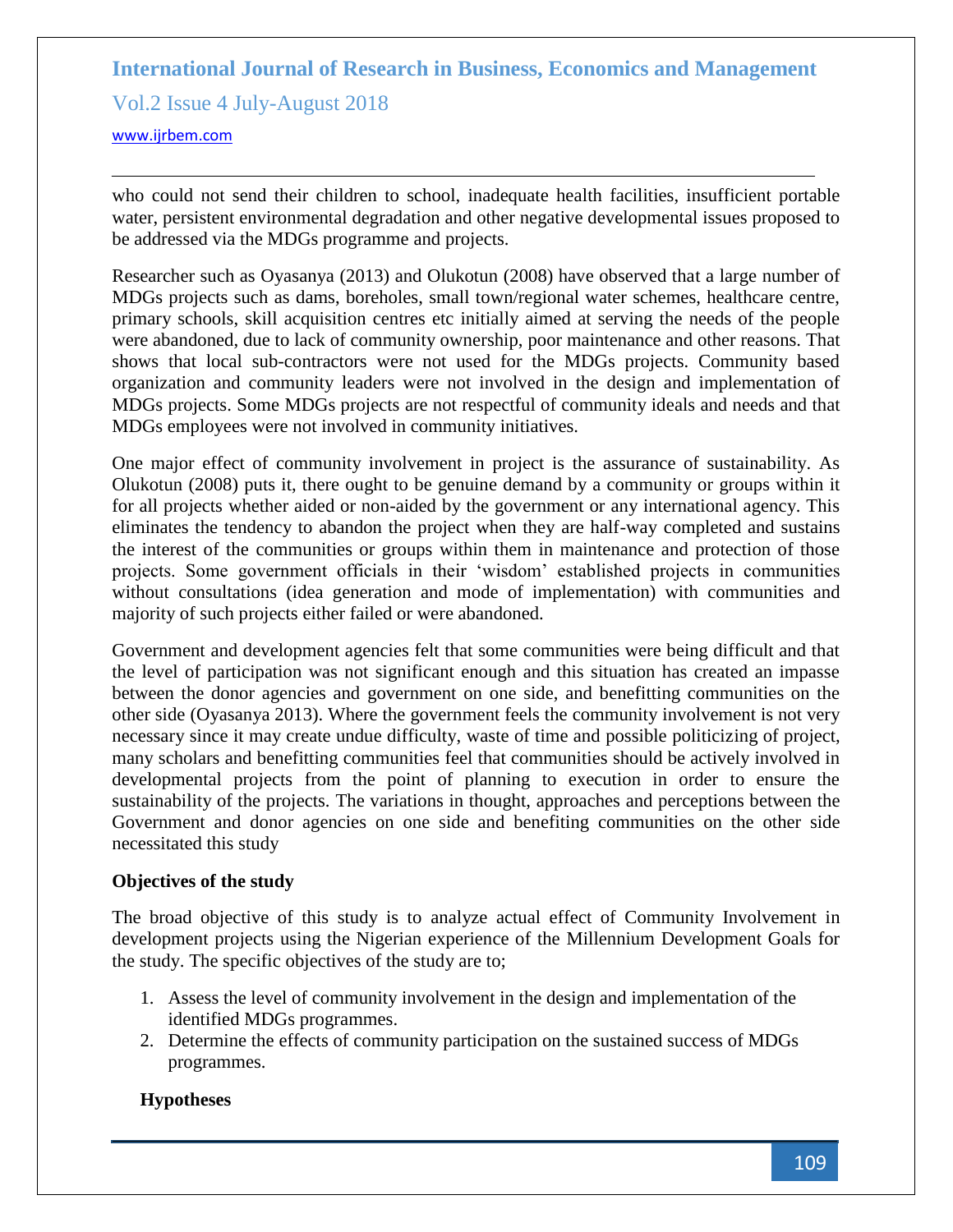who could not send their children to school, inadequate health facilities, insufficient portable water, persistent environmental degradation and other negative developmental issues proposed to be addressed via the MDGs programme and projects.

Researcher such as Oyasanya (2013) and Olukotun (2008) have observed that a large number of MDGs projects such as dams, boreholes, small town/regional water schemes, healthcare centre, primary schools, skill acquisition centres etc initially aimed at serving the needs of the people were abandoned, due to lack of community ownership, poor maintenance and other reasons. That shows that local sub-contractors were not used for the MDGs projects. Community based organization and community leaders were not involved in the design and implementation of MDGs projects. Some MDGs projects are not respectful of community ideals and needs and that MDGs employees were not involved in community initiatives.

One major effect of community involvement in project is the assurance of sustainability. As Olukotun (2008) puts it, there ought to be genuine demand by a community or groups within it for all projects whether aided or non-aided by the government or any international agency. This eliminates the tendency to abandon the project when they are half-way completed and sustains the interest of the communities or groups within them in maintenance and protection of those projects. Some government officials in their 'wisdom' established projects in communities without consultations (idea generation and mode of implementation) with communities and majority of such projects either failed or were abandoned.

Government and development agencies felt that some communities were being difficult and that the level of participation was not significant enough and this situation has created an impasse between the donor agencies and government on one side, and benefitting communities on the other side (Oyasanya 2013). Where the government feels the community involvement is not very necessary since it may create undue difficulty, waste of time and possible politicizing of project, many scholars and benefitting communities feel that communities should be actively involved in developmental projects from the point of planning to execution in order to ensure the sustainability of the projects. The variations in thought, approaches and perceptions between the Government and donor agencies on one side and benefiting communities on the other side necessitated this study

### Objectives of the study

The broad objective of this study is to analyze actual effect of Community Involvement in development projects using the Nigerian experience of the Millennium Development Goals for the study. The specific objectives of the study are to;

1. Assess the level of community involvement in the design and implementation of the identified MDGs programmes.
2. Determine the effects of community participation on the sustained success of MDGs programmes.

### Hypotheses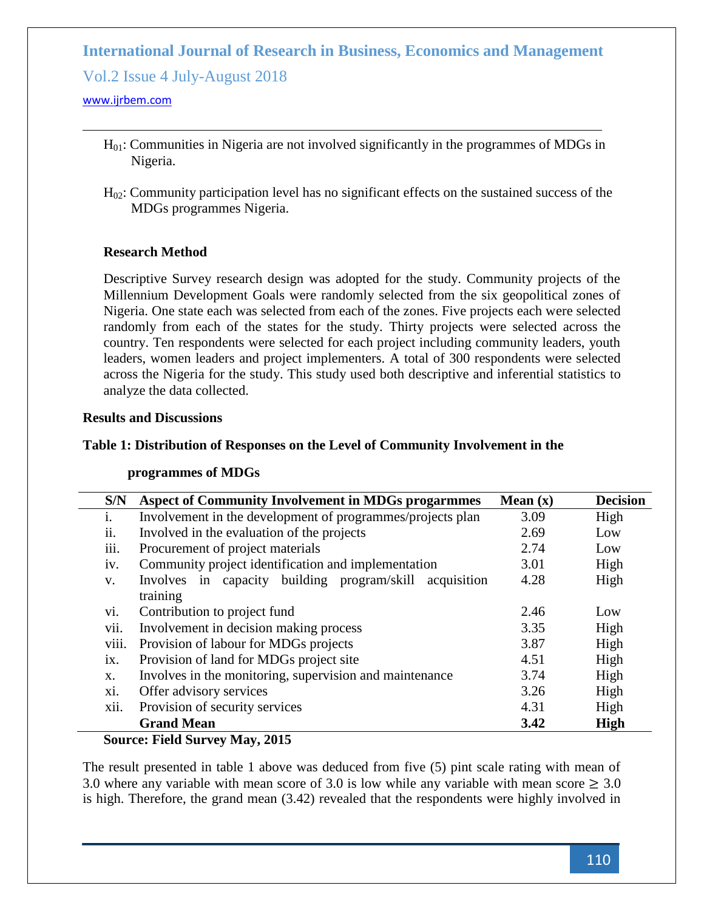$H_{01}$: Communities in Nigeria are not involved significantly in the programmes of MDGs in Nigeria.

$H_{02}$: Community participation level has no significant effects on the sustained success of the MDGs programmes Nigeria.

## Research Method

Descriptive Survey research design was adopted for the study. Community projects of the Millennium Development Goals were randomly selected from the six geopolitical zones of Nigeria. One state each was selected from each of the zones. Five projects each were selected randomly from each of the states for the study. Thirty projects were selected across the country. Ten respondents were selected for each project including community leaders, youth leaders, women leaders and project implementers. A total of 300 respondents were selected across the Nigeria for the study. This study used both descriptive and inferential statistics to analyze the data collected.

## Results and Discussions

**Table 1: Distribution of Responses on the Level of Community Involvement in the programmes of MDGs**

| S/N | Aspect of Community Involvement in MDGs progarmmes | Mean (x) | Decision |
|---|---|---|---|
| i. | Involvement in the development of programmes/projects plan | 3.09 | High |
| ii. | Involved in the evaluation of the projects | 2.69 | Low |
| iii. | Procurement of project materials | 2.74 | Low |
| iv. | Community project identification and implementation | 3.01 | High |
| v. | Involves in capacity building program/skill acquisition training | 4.28 | High |
| vi. | Contribution to project fund | 2.46 | Low |
| vii. | Involvement in decision making process | 3.35 | High |
| viii. | Provision of labour for MDGs projects | 3.87 | High |
| ix. | Provision of land for MDGs project site | 4.51 | High |
| x. | Involves in the monitoring, supervision and maintenance | 3.74 | High |
| xi. | Offer advisory services | 3.26 | High |
| xii. | Provision of security services | 4.31 | High |
| | **Grand Mean** | **3.42** | **High** |

**Source: Field Survey May, 2015**

The result presented in table 1 above was deduced from five (5) pint scale rating with mean of 3.0 where any variable with mean score of 3.0 is low while any variable with mean score ≥ 3.0 is high. Therefore, the grand mean (3.42) revealed that the respondents were highly involved in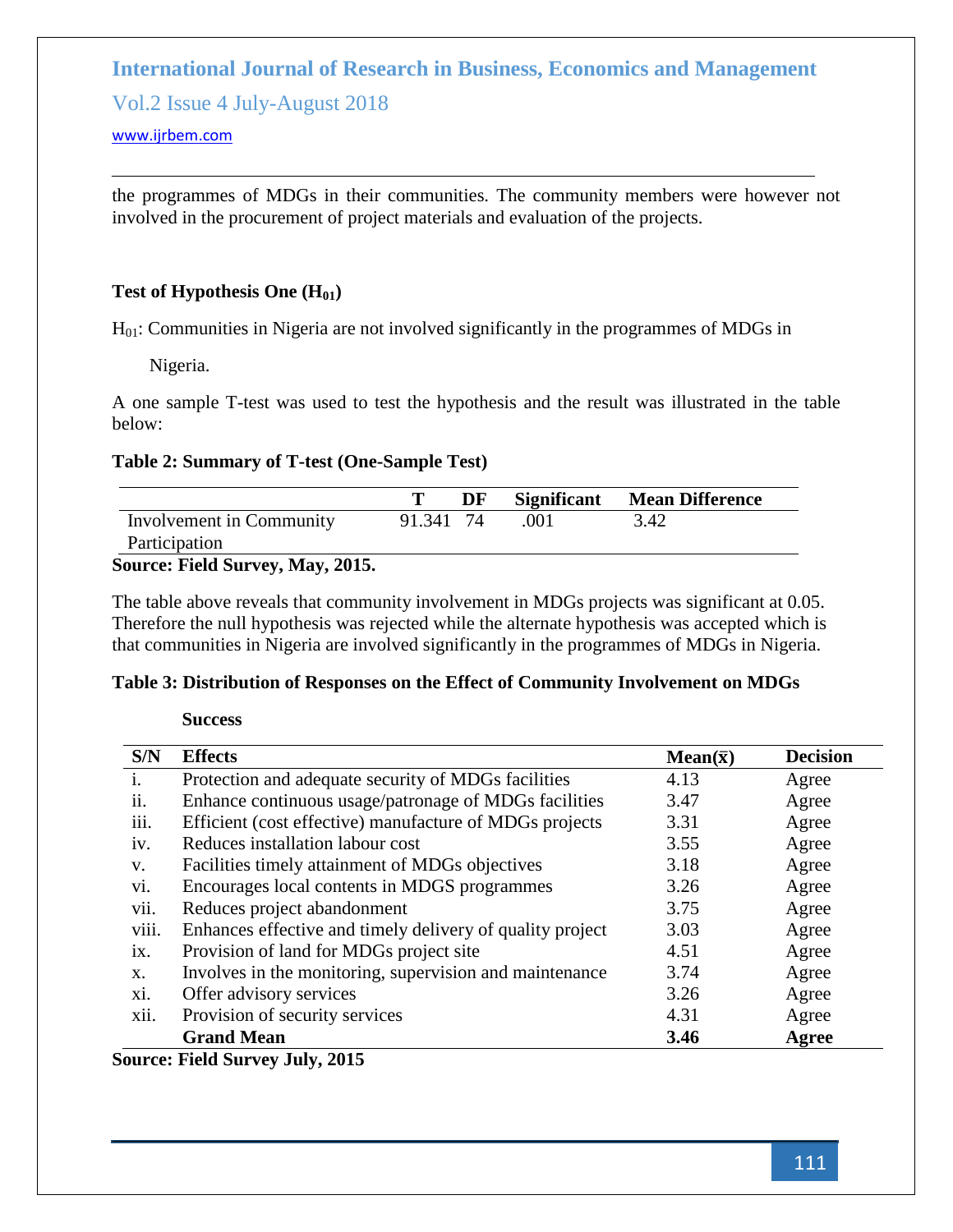the programmes of MDGs in their communities. The community members were however not involved in the procurement of project materials and evaluation of the projects.

### Test of Hypothesis One ($H_{01}$)

$H_{01}$: Communities in Nigeria are not involved significantly in the programmes of MDGs in Nigeria.

A one sample T-test was used to test the hypothesis and the result was illustrated in the table below:

**Table 2: Summary of T-test (One-Sample Test)**

| | T | DF | Significant | Mean Difference |
|---|---|---|---|---|
| Involvement in Community Participation | 91.341 | 74 | .001 | 3.42 |

**Source: Field Survey, May, 2015.**

The table above reveals that community involvement in MDGs projects was significant at 0.05. Therefore the null hypothesis was rejected while the alternate hypothesis was accepted which is that communities in Nigeria are involved significantly in the programmes of MDGs in Nigeria.

**Table 3: Distribution of Responses on the Effect of Community Involvement on MDGs Success**

| S/N | Effects | Mean($\bar{x}$) | Decision |
|---|---|---|---|
| i. | Protection and adequate security of MDGs facilities | 4.13 | Agree |
| ii. | Enhance continuous usage/patronage of MDGs facilities | 3.47 | Agree |
| iii. | Efficient (cost effective) manufacture of MDGs projects | 3.31 | Agree |
| iv. | Reduces installation labour cost | 3.55 | Agree |
| v. | Facilities timely attainment of MDGs objectives | 3.18 | Agree |
| vi. | Encourages local contents in MDGS programmes | 3.26 | Agree |
| vii. | Reduces project abandonment | 3.75 | Agree |
| viii. | Enhances effective and timely delivery of quality project | 3.03 | Agree |
| ix. | Provision of land for MDGs project site | 4.51 | Agree |
| x. | Involves in the monitoring, supervision and maintenance | 3.74 | Agree |
| xi. | Offer advisory services | 3.26 | Agree |
| xii. | Provision of security services | 4.31 | Agree |
| | **Grand Mean** | **3.46** | **Agree** |

**Source: Field Survey July, 2015**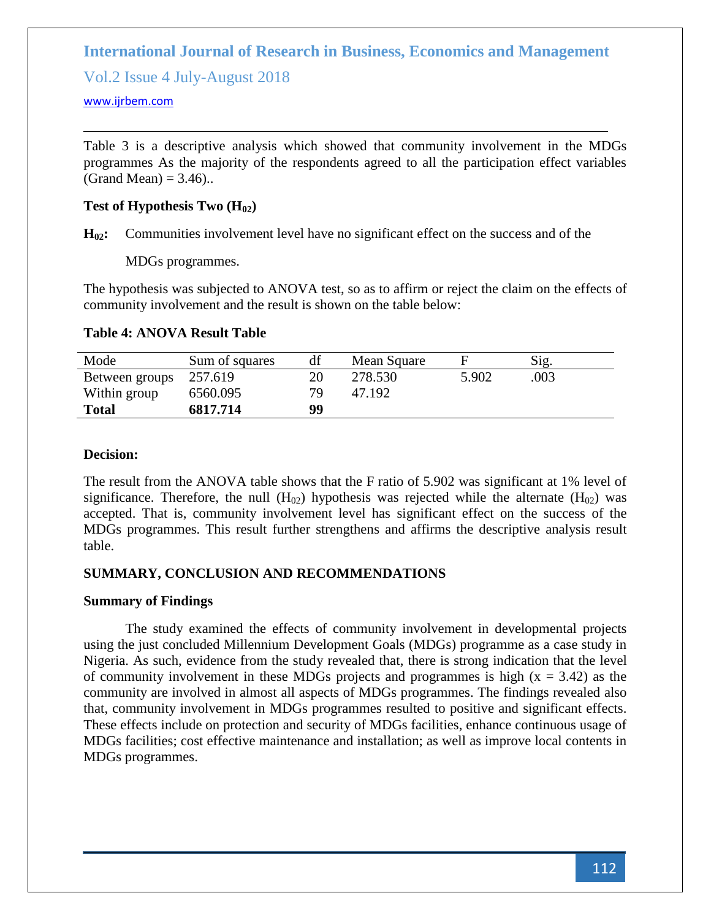Table 3 is a descriptive analysis which showed that community involvement in the MDGs programmes As the majority of the respondents agreed to all the participation effect variables (Grand Mean) = 3.46)..

**Test of Hypothesis Two ($H_{02}$)**

**$H_{02}$:** Communities involvement level have no significant effect on the success and of the MDGs programmes.

The hypothesis was subjected to ANOVA test, so as to affirm or reject the claim on the effects of community involvement and the result is shown on the table below:

**Table 4: ANOVA Result Table**

| Mode | Sum of squares | df | Mean Square | F | Sig. |
|---|---|---|---|---|---|
| Between groups | 257.619 | 20 | 278.530 | 5.902 | .003 |
| Within group | 6560.095 | 79 | 47.192 | | |
| **Total** | **6817.714** | **99** | | | |

**Decision:**

The result from the ANOVA table shows that the F ratio of 5.902 was significant at 1% level of significance. Therefore, the null ($H_{02}$) hypothesis was rejected while the alternate ($H_{02}$) was accepted. That is, community involvement level has significant effect on the success of the MDGs programmes. This result further strengthens and affirms the descriptive analysis result table.

## SUMMARY, CONCLUSION AND RECOMMENDATIONS

### Summary of Findings

The study examined the effects of community involvement in developmental projects using the just concluded Millennium Development Goals (MDGs) programme as a case study in Nigeria. As such, evidence from the study revealed that, there is strong indication that the level of community involvement in these MDGs projects and programmes is high ($x = 3.42$) as the community are involved in almost all aspects of MDGs programmes. The findings revealed also that, community involvement in MDGs programmes resulted to positive and significant effects. These effects include on protection and security of MDGs facilities, enhance continuous usage of MDGs facilities; cost effective maintenance and installation; as well as improve local contents in MDGs programmes.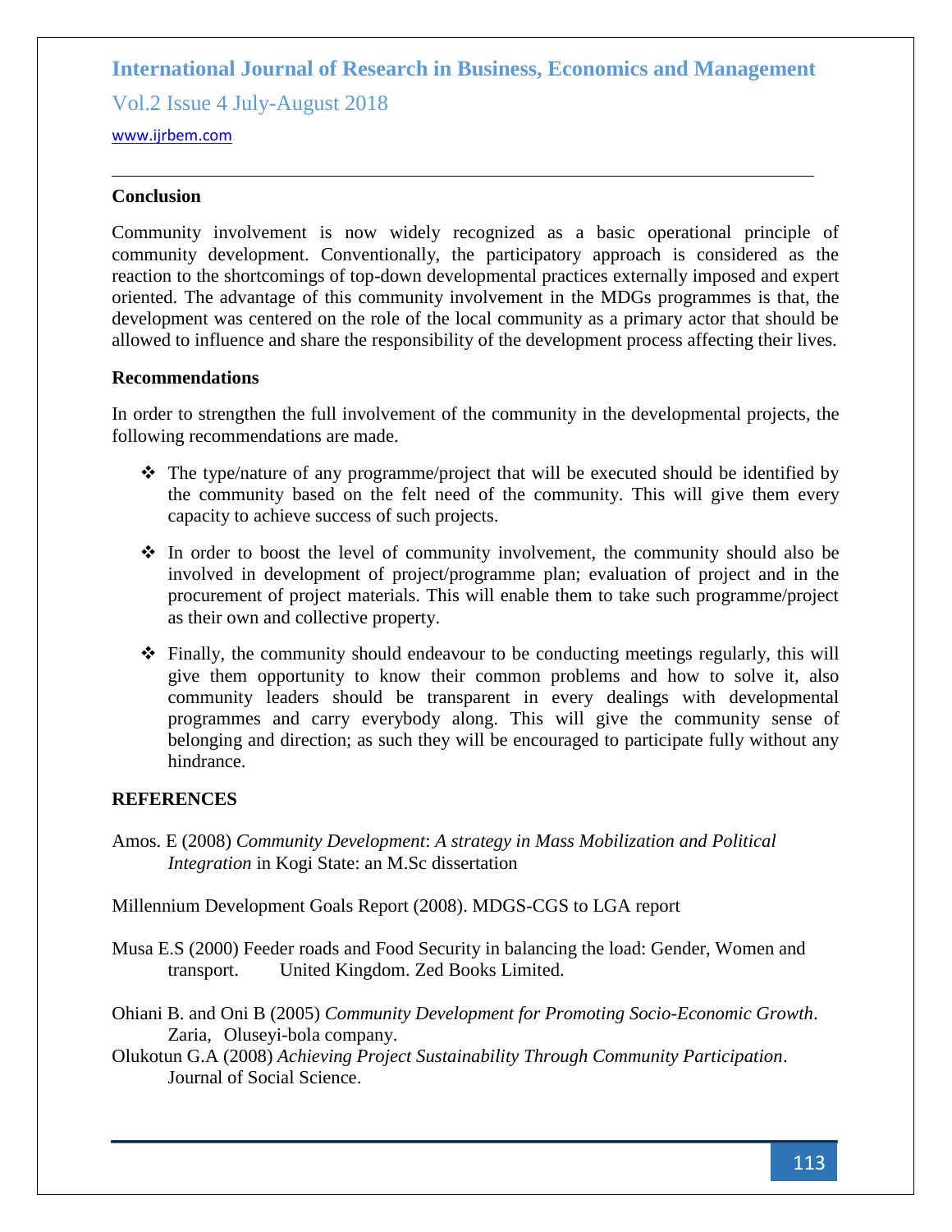**Conclusion**

Community involvement is now widely recognized as a basic operational principle of community development. Conventionally, the participatory approach is considered as the reaction to the shortcomings of top-down developmental practices externally imposed and expert oriented. The advantage of this community involvement in the MDGs programmes is that, the development was centered on the role of the local community as a primary actor that should be allowed to influence and share the responsibility of the development process affecting their lives.

**Recommendations**

In order to strengthen the full involvement of the community in the developmental projects, the following recommendations are made.

- The type/nature of any programme/project that will be executed should be identified by the community based on the felt need of the community. This will give them every capacity to achieve success of such projects.
- In order to boost the level of community involvement, the community should also be involved in development of project/programme plan; evaluation of project and in the procurement of project materials. This will enable them to take such programme/project as their own and collective property.
- Finally, the community should endeavour to be conducting meetings regularly, this will give them opportunity to know their common problems and how to solve it, also community leaders should be transparent in every dealings with developmental programmes and carry everybody along. This will give the community sense of belonging and direction; as such they will be encouraged to participate fully without any hindrance.

**REFERENCES**

Amos. E (2008) *Community Development*: *A strategy in Mass Mobilization and Political Integration* in Kogi State: an M.Sc dissertation

Millennium Development Goals Report (2008). MDGS-CGS to LGA report

Musa E.S (2000) Feeder roads and Food Security in balancing the load: Gender, Women and transport. United Kingdom. Zed Books Limited.

Ohiani B. and Oni B (2005) *Community Development for Promoting Socio-Economic Growth*. Zaria, Oluseyi-bola company.

Olukotun G.A (2008) *Achieving Project Sustainability Through Community Participation*. Journal of Social Science.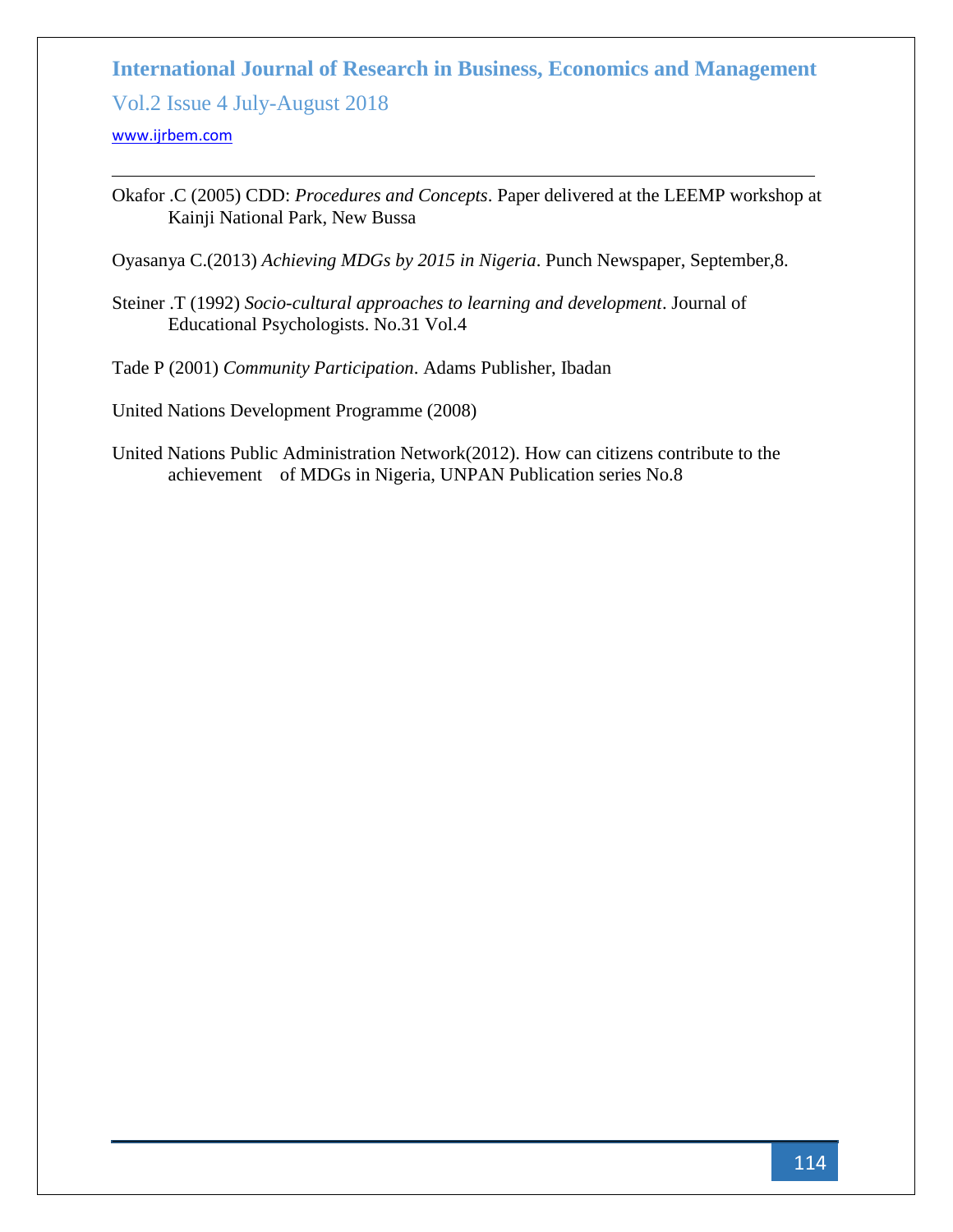Okafor .C (2005) CDD: *Procedures and Concepts*. Paper delivered at the LEEMP workshop at Kainji National Park, New Bussa

Oyasanya C.(2013) *Achieving MDGs by 2015 in Nigeria*. Punch Newspaper, September,8.

Steiner .T (1992) *Socio-cultural approaches to learning and development*. Journal of Educational Psychologists. No.31 Vol.4

Tade P (2001) *Community Participation*. Adams Publisher, Ibadan

United Nations Development Programme (2008)

United Nations Public Administration Network(2012). How can citizens contribute to the achievement of MDGs in Nigeria, UNPAN Publication series No.8